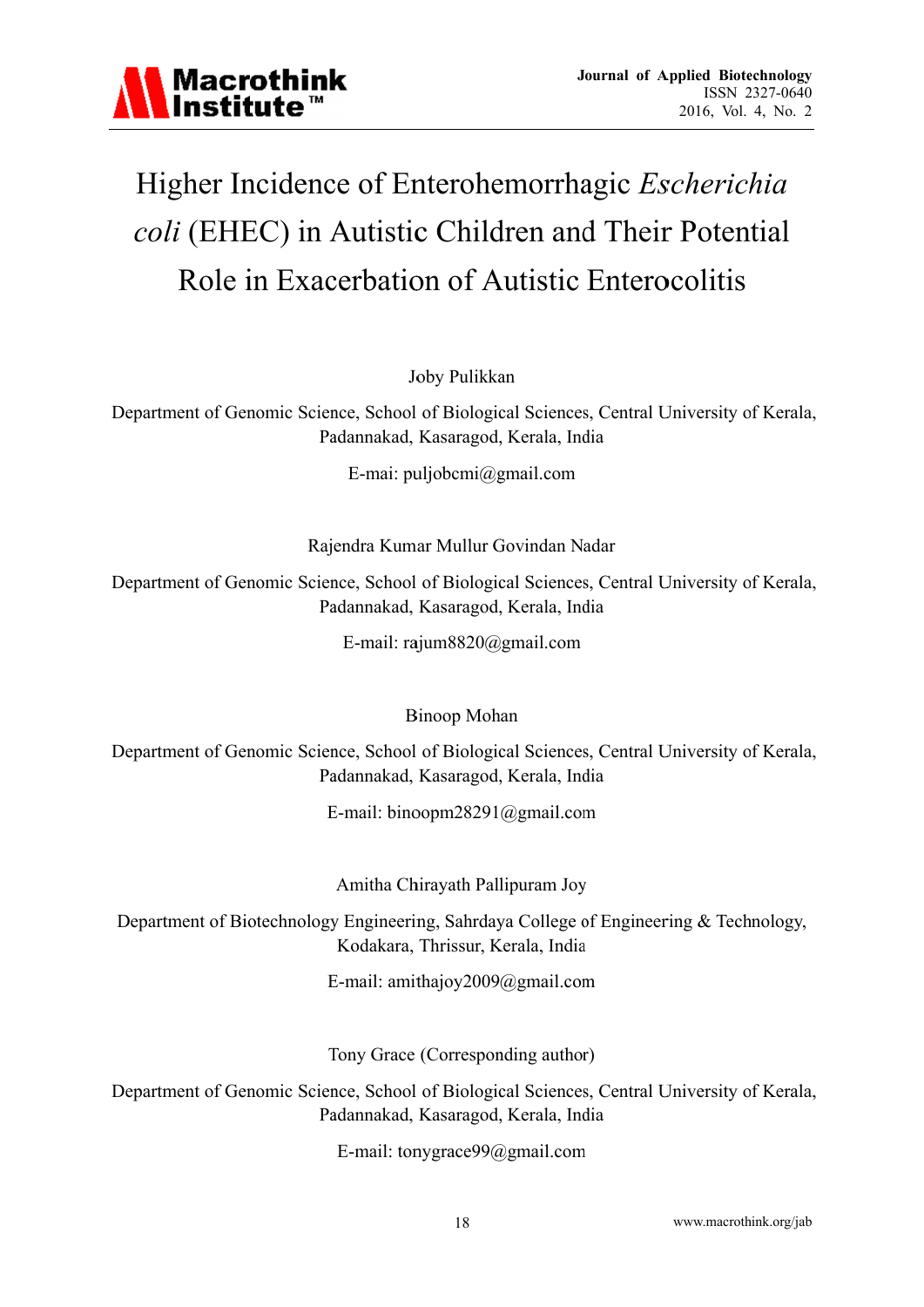# Higher Incidence of Enterohemorrhagic *Escherichia coli* (EHEC) in Autistic Children and Their Potential Role in Exacerbation of Autistic Enterocolitis

Joby Pulikkan

Department of Genomic Science, School of Biological Sciences, Central University of Kerala, Padannakad, Kasaragod, Kerala, India

E-mai: puljobcmi@gmail.com

Rajendra Kumar Mullur Govindan Nadar

Department of Genomic Science, School of Biological Sciences, Central University of Kerala, Padannakad, Kasaragod, Kerala, India

E-mail: rajum8820@gmail.com

Binoop Mohan

Department of Genomic Science, School of Biological Sciences, Central University of Kerala, Padannakad, Kasaragod, Kerala, India

E-mail: binoopm28291@gmail.com

Amitha Chirayath Pallipuram Joy

Department of Biotechnology Engineering, Sahrdaya College of Engineering & Technology, Kodakara, Thrissur, Kerala, India

E-mail: amithajoy2009@gmail.com

Tony Grace (Corresponding author)

Department of Genomic Science, School of Biological Sciences, Central University of Kerala, Padannakad, Kasaragod, Kerala, India

E-mail: tonygrace99@gmail.com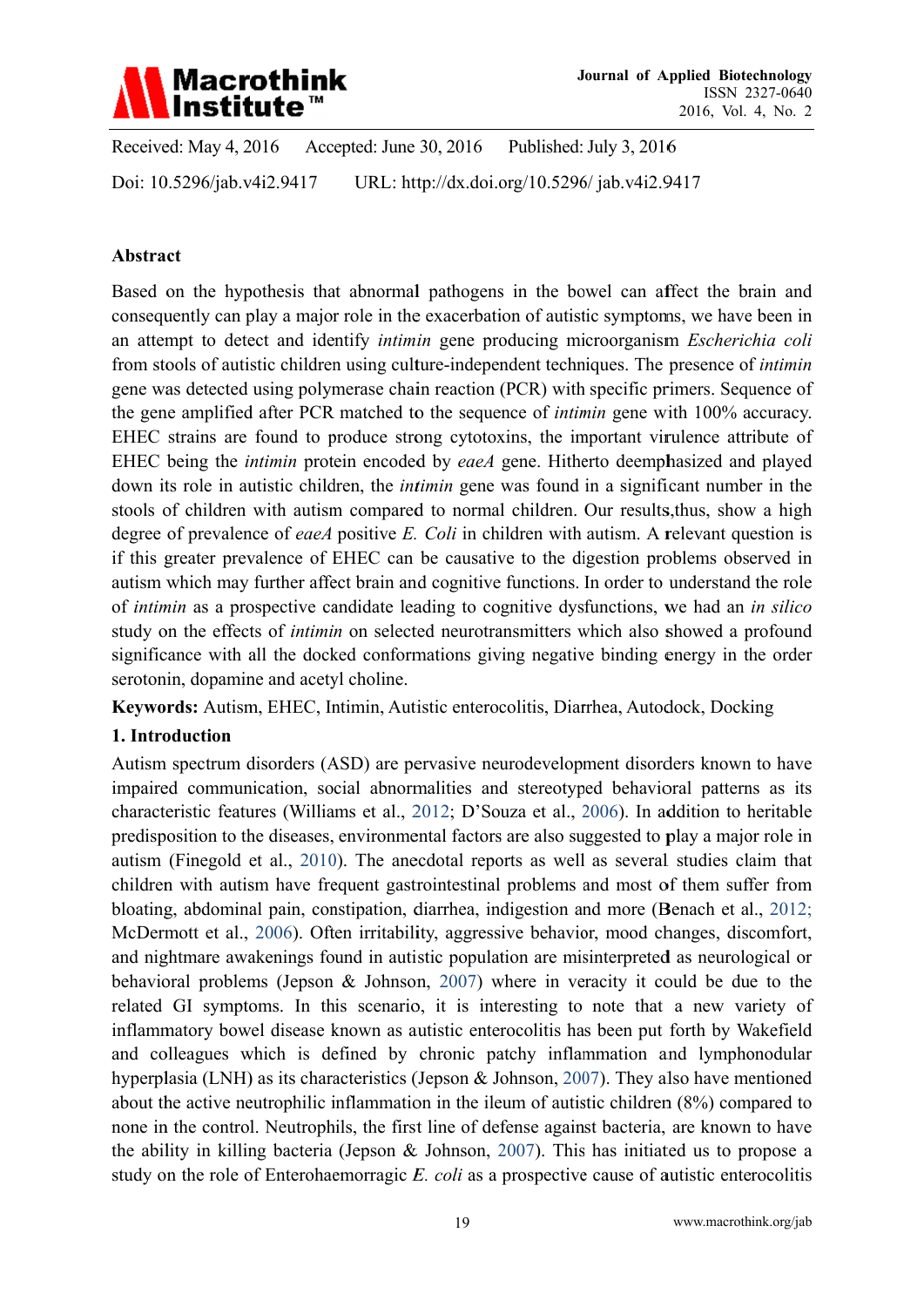Received: May 4, 2016 Accepted: June 30, 2016 Published: July 3, 2016

Doi: 10.5296/jab.v4i2.9417 URL: http://dx.doi.org/10.5296/ jab.v4i2.9417

### Abstract

Based on the hypothesis that abnormal pathogens in the bowel can affect the brain and consequently can play a major role in the exacerbation of autistic symptoms, we have been in an attempt to detect and identify *intimin* gene producing microorganism *Escherichia coli* from stools of autistic children using culture-independent techniques. The presence of *intimin* gene was detected using polymerase chain reaction (PCR) with specific primers. Sequence of the gene amplified after PCR matched to the sequence of *intimin* gene with 100% accuracy. EHEC strains are found to produce strong cytotoxins, the important virulence attribute of EHEC being the *intimin* protein encoded by *eaeA* gene. Hitherto deemphasized and played down its role in autistic children, the *intimin* gene was found in a significant number in the stools of children with autism compared to normal children. Our results,thus, show a high degree of prevalence of *eaeA* positive *E. Coli* in children with autism. A relevant question is if this greater prevalence of EHEC can be causative to the digestion problems observed in autism which may further affect brain and cognitive functions. In order to understand the role of *intimin* as a prospective candidate leading to cognitive dysfunctions, we had an *in silico* study on the effects of *intimin* on selected neurotransmitters which also showed a profound significance with all the docked conformations giving negative binding energy in the order serotonin, dopamine and acetyl choline.

**Keywords:** Autism, EHEC, Intimin, Autistic enterocolitis, Diarrhea, Autodock, Docking

## 1. Introduction

Autism spectrum disorders (ASD) are pervasive neurodevelopment disorders known to have impaired communication, social abnormalities and stereotyped behavioral patterns as its characteristic features (Williams et al., 2012; D'Souza et al., 2006). In addition to heritable predisposition to the diseases, environmental factors are also suggested to play a major role in autism (Finegold et al., 2010). The anecdotal reports as well as several studies claim that children with autism have frequent gastrointestinal problems and most of them suffer from bloating, abdominal pain, constipation, diarrhea, indigestion and more (Benach et al., 2012; McDermott et al., 2006). Often irritability, aggressive behavior, mood changes, discomfort, and nightmare awakenings found in autistic population are misinterpreted as neurological or behavioral problems (Jepson & Johnson, 2007) where in veracity it could be due to the related GI symptoms. In this scenario, it is interesting to note that a new variety of inflammatory bowel disease known as autistic enterocolitis has been put forth by Wakefield and colleagues which is defined by chronic patchy inflammation and lymphonodular hyperplasia (LNH) as its characteristics (Jepson & Johnson, 2007). They also have mentioned about the active neutrophilic inflammation in the ileum of autistic children (8%) compared to none in the control. Neutrophils, the first line of defense against bacteria, are known to have the ability in killing bacteria (Jepson & Johnson, 2007). This has initiated us to propose a study on the role of Enterohaemorragic *E. coli* as a prospective cause of autistic enterocolitis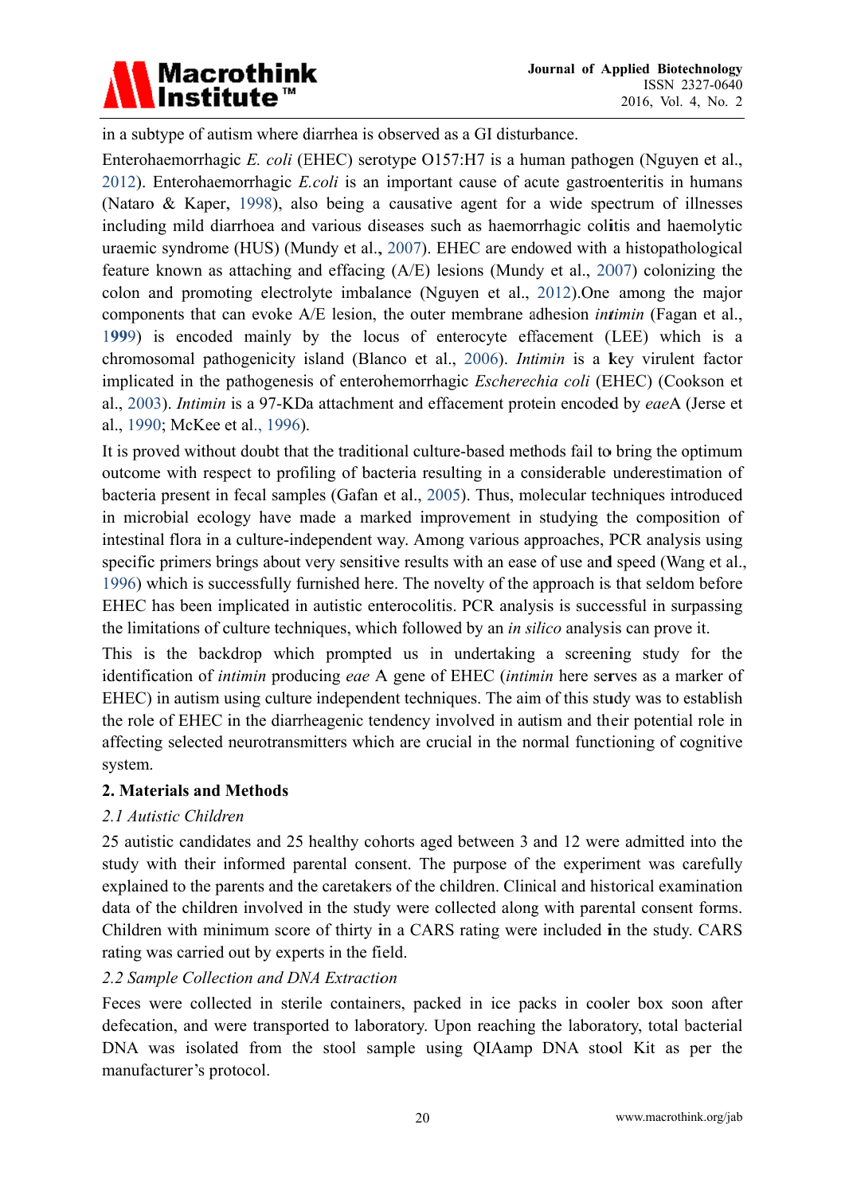in a subtype of autism where diarrhea is observed as a GI disturbance.

Enterohaemorrhagic *E. coli* (EHEC) serotype O157:H7 is a human pathogen (Nguyen et al., 2012). Enterohaemorrhagic *E.coli* is an important cause of acute gastroenteritis in humans (Nataro & Kaper, 1998), also being a causative agent for a wide spectrum of illnesses including mild diarrhoea and various diseases such as haemorrhagic colitis and haemolytic uraemic syndrome (HUS) (Mundy et al., 2007). EHEC are endowed with a histopathological feature known as attaching and effacing (A/E) lesions (Mundy et al., 2007) colonizing the colon and promoting electrolyte imbalance (Nguyen et al., 2012).One among the major components that can evoke A/E lesion, the outer membrane adhesion *intimin* (Fagan et al., 1999) is encoded mainly by the locus of enterocyte effacement (LEE) which is a chromosomal pathogenicity island (Blanco et al., 2006). *Intimin* is a key virulent factor implicated in the pathogenesis of enterohemorrhagic *Escherechia coli* (EHEC) (Cookson et al., 2003). *Intimin* is a 97-KDa attachment and effacement protein encoded by *eae*A (Jerse et al., 1990; McKee et al., 1996).

It is proved without doubt that the traditional culture-based methods fail to bring the optimum outcome with respect to profiling of bacteria resulting in a considerable underestimation of bacteria present in fecal samples (Gafan et al., 2005). Thus, molecular techniques introduced in microbial ecology have made a marked improvement in studying the composition of intestinal flora in a culture-independent way. Among various approaches, PCR analysis using specific primers brings about very sensitive results with an ease of use and speed (Wang et al., 1996) which is successfully furnished here. The novelty of the approach is that seldom before EHEC has been implicated in autistic enterocolitis. PCR analysis is successful in surpassing the limitations of culture techniques, which followed by an *in silico* analysis can prove it.

This is the backdrop which prompted us in undertaking a screening study for the identification of *intimin* producing *eae* A gene of EHEC (*intimin* here serves as a marker of EHEC) in autism using culture independent techniques. The aim of this study was to establish the role of EHEC in the diarrheagenic tendency involved in autism and their potential role in affecting selected neurotransmitters which are crucial in the normal functioning of cognitive system.

## 2. Materials and Methods

### *2.1 Autistic Children*

25 autistic candidates and 25 healthy cohorts aged between 3 and 12 were admitted into the study with their informed parental consent. The purpose of the experiment was carefully explained to the parents and the caretakers of the children. Clinical and historical examination data of the children involved in the study were collected along with parental consent forms. Children with minimum score of thirty in a CARS rating were included in the study. CARS rating was carried out by experts in the field.

### *2.2 Sample Collection and DNA Extraction*

Feces were collected in sterile containers, packed in ice packs in cooler box soon after defecation, and were transported to laboratory. Upon reaching the laboratory, total bacterial DNA was isolated from the stool sample using QIAamp DNA stool Kit as per the manufacturer's protocol.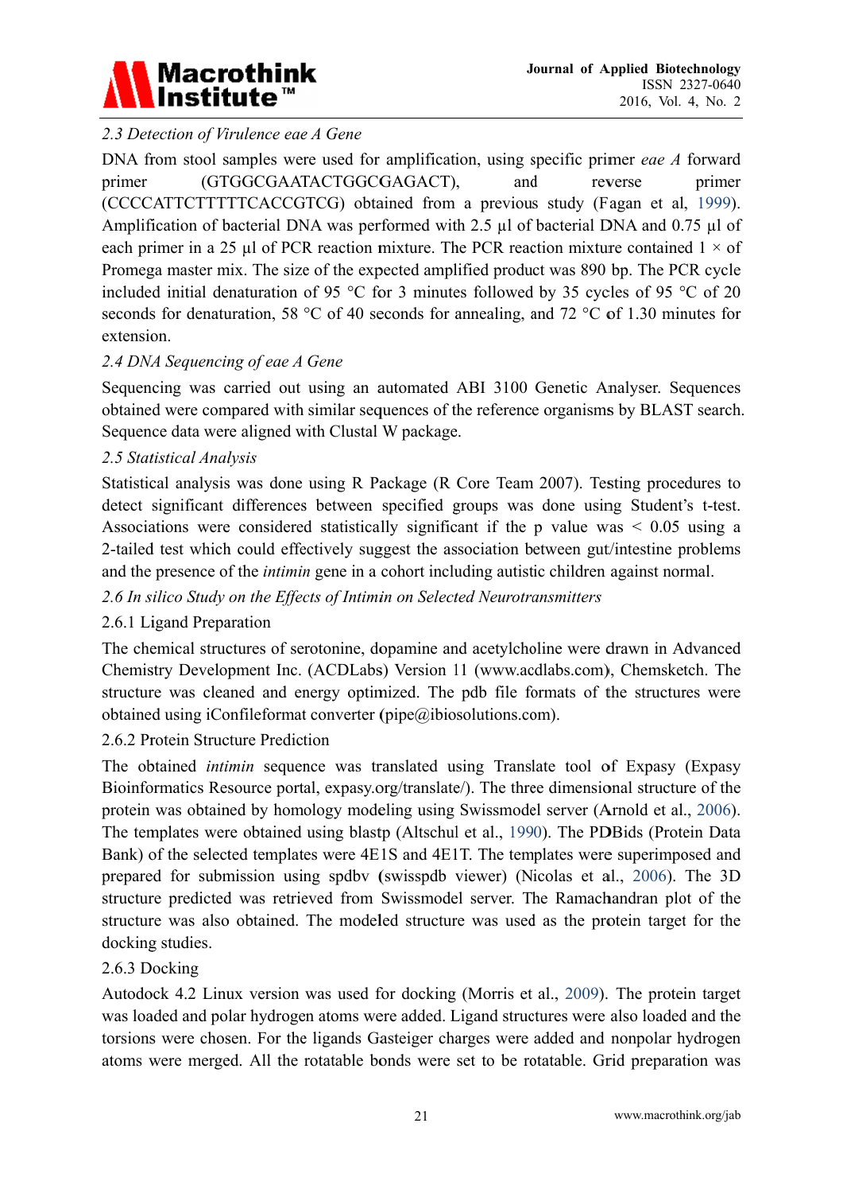### 2.3 Detection of Virulence *eae A* Gene

DNA from stool samples were used for amplification, using specific primer *eae A* forward primer (GTGGCGAATACTGGCGAGACT), and reverse primer (CCCCATTCTTTTTCACCGTCG) obtained from a previous study (Fagan et al, 1999). Amplification of bacterial DNA was performed with 2.5 µl of bacterial DNA and 0.75 µl of each primer in a 25 µl of PCR reaction mixture. The PCR reaction mixture contained 1 × of Promega master mix. The size of the expected amplified product was 890 bp. The PCR cycle included initial denaturation of 95 °C for 3 minutes followed by 35 cycles of 95 °C of 20 seconds for denaturation, 58 °C of 40 seconds for annealing, and 72 °C of 1.30 minutes for extension.

### 2.4 DNA Sequencing of *eae A* Gene

Sequencing was carried out using an automated ABI 3100 Genetic Analyser. Sequences obtained were compared with similar sequences of the reference organisms by BLAST search. Sequence data were aligned with Clustal W package.

### 2.5 Statistical Analysis

Statistical analysis was done using R Package (R Core Team 2007). Testing procedures to detect significant differences between specified groups was done using Student's t-test. Associations were considered statistically significant if the p value was $< 0.05$ using a 2-tailed test which could effectively suggest the association between gut/intestine problems and the presence of the *intimin* gene in a cohort including autistic children against normal.

### 2.6 In silico Study on the Effects of Intimin on Selected Neurotransmitters

#### 2.6.1 Ligand Preparation

The chemical structures of serotonine, dopamine and acetylcholine were drawn in Advanced Chemistry Development Inc. (ACDLabs) Version 11 (www.acdlabs.com), Chemsketch. The structure was cleaned and energy optimized. The pdb file formats of the structures were obtained using iConfileformat converter (pipe@ibiosolutions.com).

#### 2.6.2 Protein Structure Prediction

The obtained *intimin* sequence was translated using Translate tool of Expasy (Expasy Bioinformatics Resource portal, expasy.org/translate/). The three dimensional structure of the protein was obtained by homology modeling using Swissmodel server (Arnold et al., 2006). The templates were obtained using blastp (Altschul et al., 1990). The PDBids (Protein Data Bank) of the selected templates were 4E1S and 4E1T. The templates were superimposed and prepared for submission using spdbv (swisspdb viewer) (Nicolas et al., 2006). The 3D structure predicted was retrieved from Swissmodel server. The Ramachandran plot of the structure was also obtained. The modeled structure was used as the protein target for the docking studies.

#### 2.6.3 Docking

Autodock 4.2 Linux version was used for docking (Morris et al., 2009). The protein target was loaded and polar hydrogen atoms were added. Ligand structures were also loaded and the torsions were chosen. For the ligands Gasteiger charges were added and nonpolar hydrogen atoms were merged. All the rotatable bonds were set to be rotatable. Grid preparation was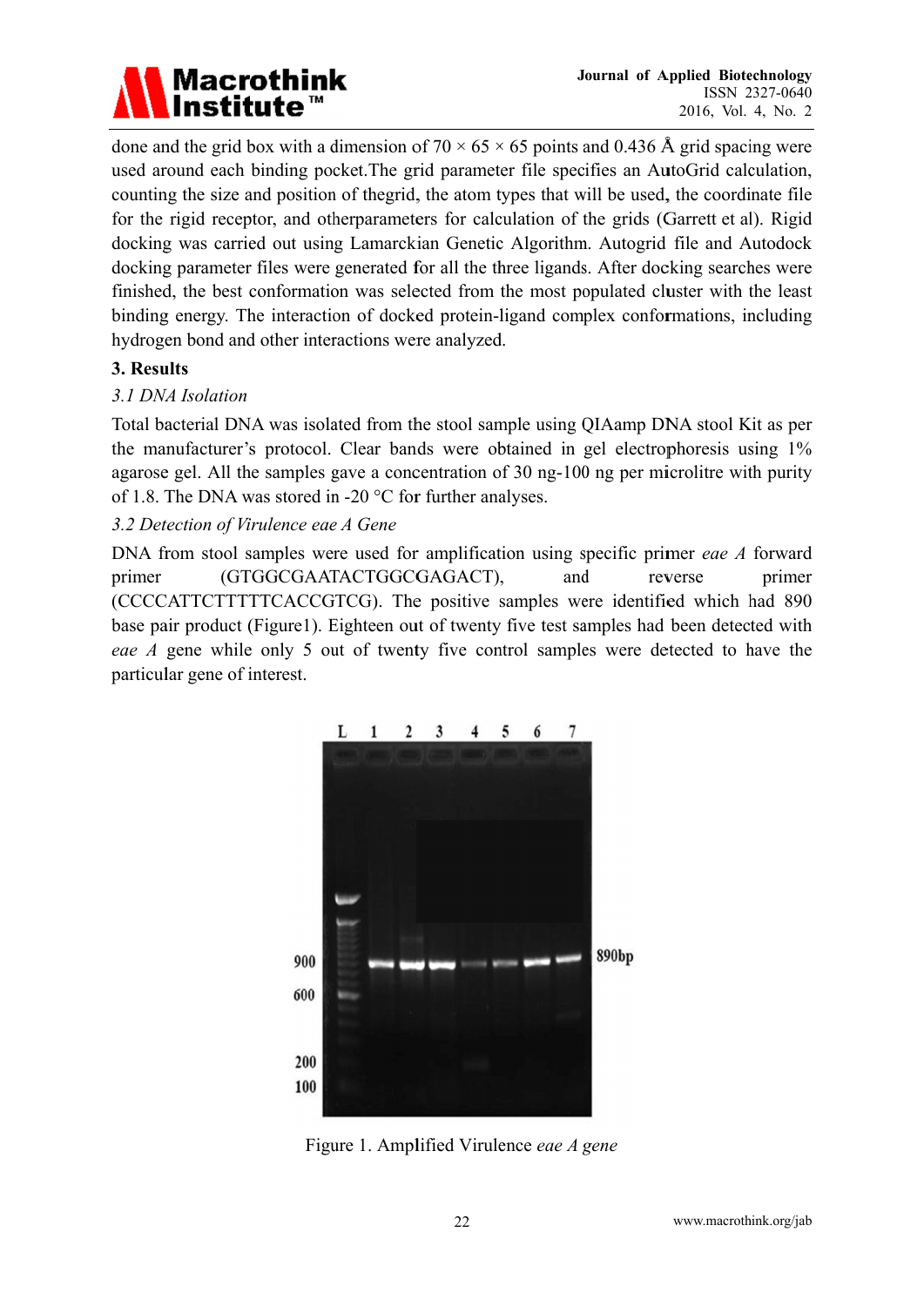done and the grid box with a dimension of 70 × 65 × 65 points and 0.436 Å grid spacing were used around each binding pocket.The grid parameter file specifies an AutoGrid calculation, counting the size and position of thegrid, the atom types that will be used, the coordinate file for the rigid receptor, and otherparameters for calculation of the grids (Garrett et al). Rigid docking was carried out using Lamarckian Genetic Algorithm. Autogrid file and Autodock docking parameter files were generated for all the three ligands. After docking searches were finished, the best conformation was selected from the most populated cluster with the least binding energy. The interaction of docked protein-ligand complex conformations, including hydrogen bond and other interactions were analyzed.

## 3. Results

### *3.1 DNA Isolation*

Total bacterial DNA was isolated from the stool sample using QIAamp DNA stool Kit as per the manufacturer's protocol. Clear bands were obtained in gel electrophoresis using 1% agarose gel. All the samples gave a concentration of 30 ng-100 ng per microlitre with purity of 1.8. The DNA was stored in -20 °C for further analyses.

### *3.2 Detection of Virulence eae A Gene*

DNA from stool samples were used for amplification using specific primer *eae A* forward primer (GTGGCGAATACTGGCGAGACT), and reverse primer (CCCCATTCTTTTTCACCGTCG). The positive samples were identified which had 890 base pair product (Figure1). Eighteen out of twenty five test samples had been detected with *eae A* gene while only 5 out of twenty five control samples were detected to have the particular gene of interest.

Figure 1. Amplified Virulence *eae A gene*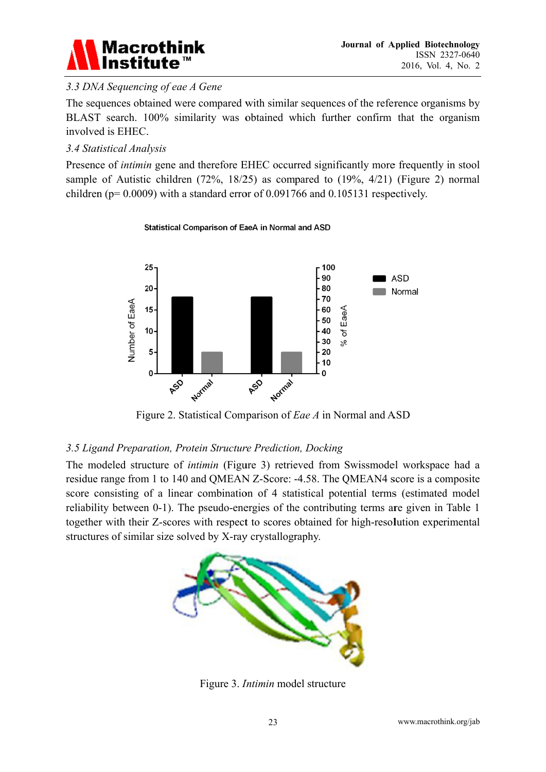### 3.3 DNA Sequencing of eae A Gene

The sequences obtained were compared with similar sequences of the reference organisms by BLAST search. 100% similarity was obtained which further confirm that the organism involved is EHEC.

### 3.4 Statistical Analysis

Presence of *intimin* gene and therefore EHEC occurred significantly more frequently in stool sample of Autistic children (72%, 18/25) as compared to (19%, 4/21) (Figure 2) normal children (p= 0.0009) with a standard error of 0.091766 and 0.105131 respectively.

Figure 2. Statistical Comparison of *Eae A* in Normal and ASD

### 3.5 Ligand Preparation, Protein Structure Prediction, Docking

The modeled structure of *intimin* (Figure 3) retrieved from Swissmodel workspace had a residue range from 1 to 140 and QMEAN Z-Score: -4.58. The QMEAN4 score is a composite score consisting of a linear combination of 4 statistical potential terms (estimated model reliability between 0-1). The pseudo-energies of the contributing terms are given in Table 1 together with their Z-scores with respect to scores obtained for high-resolution experimental structures of similar size solved by X-ray crystallography.

Figure 3. *Intimin* model structure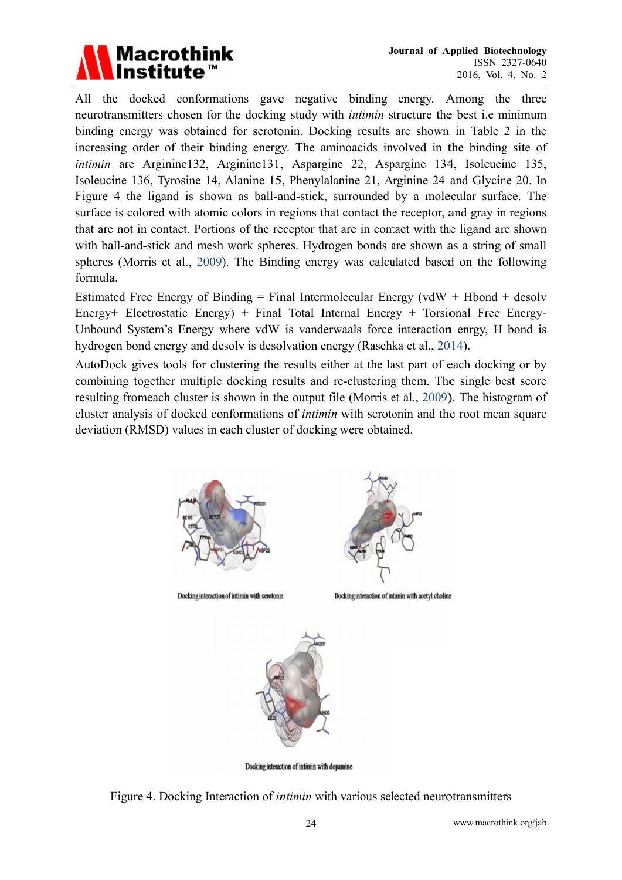All the docked conformations gave negative binding energy. Among the three neurotransmitters chosen for the docking study with *intimin* structure the best i.e minimum binding energy was obtained for serotonin. Docking results are shown in Table 2 in the increasing order of their binding energy. The aminoacids involved in the binding site of *intimin* are Arginine132, Arginine131, Aspargine 22, Aspargine 134, Isoleucine 135, Isoleucine 136, Tyrosine 14, Alanine 15, Phenylalanine 21, Arginine 24 and Glycine 20. In Figure 4 the ligand is shown as ball-and-stick, surrounded by a molecular surface. The surface is colored with atomic colors in regions that contact the receptor, and gray in regions that are not in contact. Portions of the receptor that are in contact with the ligand are shown with ball-and-stick and mesh work spheres. Hydrogen bonds are shown as a string of small spheres (Morris et al., 2009). The Binding energy was calculated based on the following formula.

Estimated Free Energy of Binding = Final Intermolecular Energy (vdW + Hbond + desolv Energy+ Electrostatic Energy) + Final Total Internal Energy + Torsional Free Energy- Unbound System's Energy where vdW is vanderwaals force interaction enrgy, H bond is hydrogen bond energy and desolv is desolvation energy (Raschka et al., 2014).

AutoDock gives tools for clustering the results either at the last part of each docking or by combining together multiple docking results and re-clustering them. The single best score resulting fromeach cluster is shown in the output file (Morris et al., 2009). The histogram of cluster analysis of docked conformations of *intimin* with serotonin and the root mean square deviation (RMSD) values in each cluster of docking were obtained.

Docking interaction of intimin with serotonin

Docking interaction of intimin with acetyl choline

Docking interaction of intimin with dopamine

Figure 4. Docking Interaction of *intimin* with various selected neurotransmitters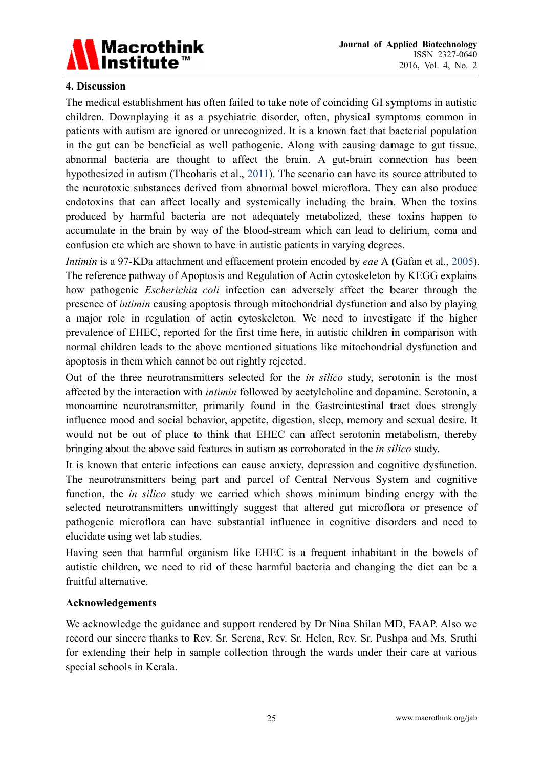## 4. Discussion

The medical establishment has often failed to take note of coinciding GI symptoms in autistic children. Downplaying it as a psychiatric disorder, often, physical symptoms common in patients with autism are ignored or unrecognized. It is a known fact that bacterial population in the gut can be beneficial as well pathogenic. Along with causing damage to gut tissue, abnormal bacteria are thought to affect the brain. A gut-brain connection has been hypothesized in autism (Theoharis et al., 2011). The scenario can have its source attributed to the neurotoxic substances derived from abnormal bowel microflora. They can also produce endotoxins that can affect locally and systemically including the brain. When the toxins produced by harmful bacteria are not adequately metabolized, these toxins happen to accumulate in the brain by way of the blood-stream which can lead to delirium, coma and confusion etc which are shown to have in autistic patients in varying degrees.

*Intimin* is a 97-KDa attachment and effacement protein encoded by *eae* A (Gafan et al., 2005). The reference pathway of Apoptosis and Regulation of Actin cytoskeleton by KEGG explains how pathogenic *Escherichia coli* infection can adversely affect the bearer through the presence of *intimin* causing apoptosis through mitochondrial dysfunction and also by playing a major role in regulation of actin cytoskeleton. We need to investigate if the higher prevalence of EHEC, reported for the first time here, in autistic children in comparison with normal children leads to the above mentioned situations like mitochondrial dysfunction and apoptosis in them which cannot be out rightly rejected.

Out of the three neurotransmitters selected for the *in silico* study, serotonin is the most affected by the interaction with *intimin* followed by acetylcholine and dopamine. Serotonin, a monoamine neurotransmitter, primarily found in the Gastrointestinal tract does strongly influence mood and social behavior, appetite, digestion, sleep, memory and sexual desire. It would not be out of place to think that EHEC can affect serotonin metabolism, thereby bringing about the above said features in autism as corroborated in the *in silico* study.

It is known that enteric infections can cause anxiety, depression and cognitive dysfunction. The neurotransmitters being part and parcel of Central Nervous System and cognitive function, the *in silico* study we carried which shows minimum binding energy with the selected neurotransmitters unwittingly suggest that altered gut microflora or presence of pathogenic microflora can have substantial influence in cognitive disorders and need to elucidate using wet lab studies.

Having seen that harmful organism like EHEC is a frequent inhabitant in the bowels of autistic children, we need to rid of these harmful bacteria and changing the diet can be a fruitful alternative.

## Acknowledgements

We acknowledge the guidance and support rendered by Dr Nina Shilan MD, FAAP. Also we record our sincere thanks to Rev. Sr. Serena, Rev. Sr. Helen, Rev. Sr. Pushpa and Ms. Sruthi for extending their help in sample collection through the wards under their care at various special schools in Kerala.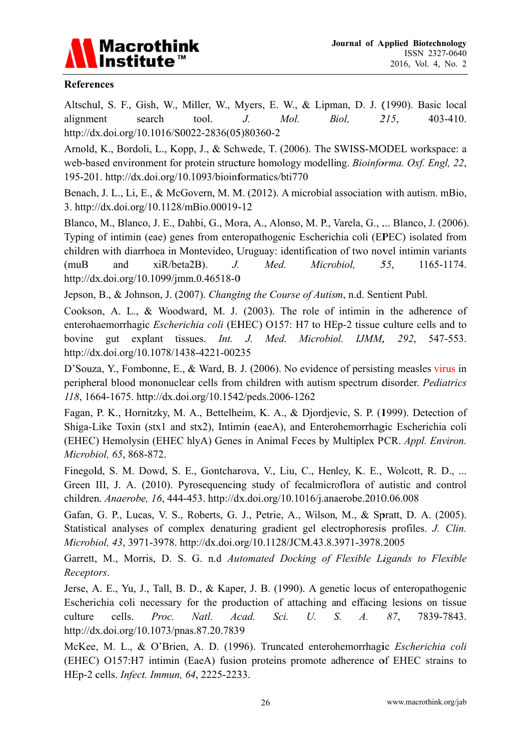## References

Altschul, S. F., Gish, W., Miller, W., Myers, E. W., & Lipman, D. J. (1990). Basic local alignment search tool. *J. Mol. Biol, 215*, 403-410. http://dx.doi.org/10.1016/S0022-2836(05)80360-2

Arnold, K., Bordoli, L., Kopp, J., & Schwede, T. (2006). The SWISS-MODEL workspace: a web-based environment for protein structure homology modelling. *Bioinforma. Oxf. Engl, 22*, 195-201. http://dx.doi.org/10.1093/bioinformatics/bti770

Benach, J. L., Li, E., & McGovern, M. M. (2012). A microbial association with autism. mBio, 3. http://dx.doi.org/10.1128/mBio.00019-12

Blanco, M., Blanco, J. E., Dahbi, G., Mora, A., Alonso, M. P., Varela, G., ... Blanco, J. (2006). Typing of intimin (eae) genes from enteropathogenic Escherichia coli (EPEC) isolated from children with diarrhoea in Montevideo, Uruguay: identification of two novel intimin variants (muB and xiR/beta2B). *J. Med. Microbiol, 55*, 1165-1174. http://dx.doi.org/10.1099/jmm.0.46518-0

Jepson, B., & Johnson, J. (2007). *Changing the Course of Autism*, n.d. Sentient Publ.

Cookson, A. L., & Woodward, M. J. (2003). The role of intimin in the adherence of enterohaemorrhagic *Escherichia coli* (EHEC) O157: H7 to HEp-2 tissue culture cells and to bovine gut explant tissues. *Int. J. Med. Microbiol. IJMM, 292*, 547-553. http://dx.doi.org/10.1078/1438-4221-00235

D'Souza, Y., Fombonne, E., & Ward, B. J. (2006). No evidence of persisting measles virus in peripheral blood mononuclear cells from children with autism spectrum disorder. *Pediatrics 118*, 1664-1675. http://dx.doi.org/10.1542/peds.2006-1262

Fagan, P. K., Hornitzky, M. A., Bettelheim, K. A., & Djordjevic, S. P. (1999). Detection of Shiga-Like Toxin (stx1 and stx2), Intimin (eaeA), and Enterohemorrhagic Escherichia coli (EHEC) Hemolysin (EHEC hlyA) Genes in Animal Feces by Multiplex PCR. *Appl. Environ. Microbiol, 65*, 868-872.

Finegold, S. M. Dowd, S. E., Gontcharova, V., Liu, C., Henley, K. E., Wolcott, R. D., ... Green III, J. A. (2010). Pyrosequencing study of fecalmicroflora of autistic and control children. *Anaerobe, 16*, 444-453. http://dx.doi.org/10.1016/j.anaerobe.2010.06.008

Gafan, G. P., Lucas, V. S., Roberts, G. J., Petrie, A., Wilson, M., & Spratt, D. A. (2005). Statistical analyses of complex denaturing gradient gel electrophoresis profiles. *J. Clin. Microbiol, 43*, 3971-3978. http://dx.doi.org/10.1128/JCM.43.8.3971-3978.2005

Garrett, M., Morris, D. S. G. n.d *Automated Docking of Flexible Ligands to Flexible Receptors*.

Jerse, A. E., Yu, J., Tall, B. D., & Kaper, J. B. (1990). A genetic locus of enteropathogenic Escherichia coli necessary for the production of attaching and effacing lesions on tissue culture cells. *Proc. Natl. Acad. Sci. U. S. A. 87*, 7839-7843. http://dx.doi.org/10.1073/pnas.87.20.7839

McKee, M. L., & O'Brien, A. D. (1996). Truncated enterohemorrhagic *Escherichia coli* (EHEC) O157:H7 intimin (EaeA) fusion proteins promote adherence of EHEC strains to HEp-2 cells. *Infect. Immun, 64*, 2225-2233.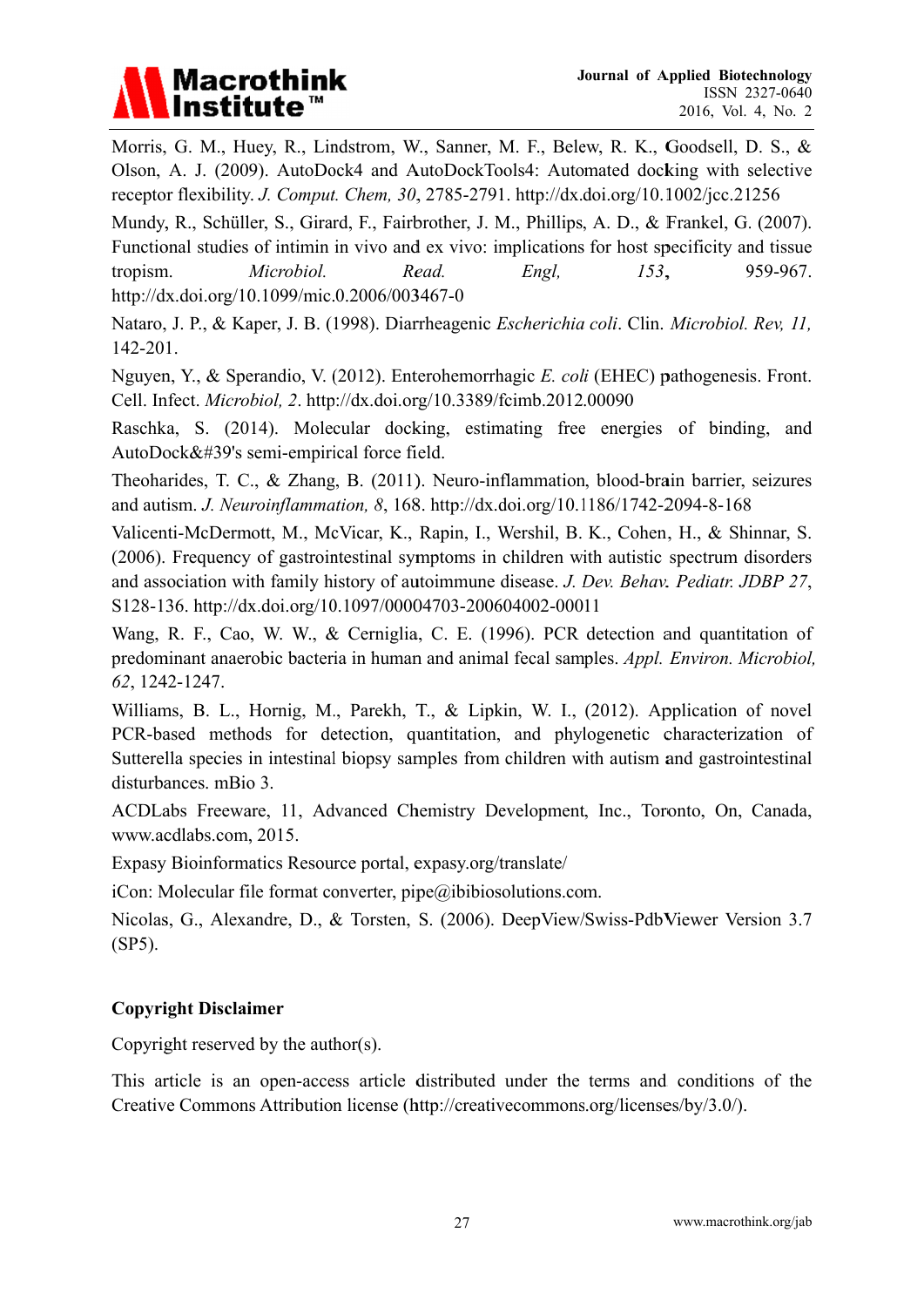Morris, G. M., Huey, R., Lindstrom, W., Sanner, M. F., Belew, R. K., Goodsell, D. S., & Olson, A. J. (2009). AutoDock4 and AutoDockTools4: Automated docking with selective receptor flexibility. *J. Comput. Chem, 30*, 2785-2791. http://dx.doi.org/10.1002/jcc.21256

Mundy, R., Schüller, S., Girard, F., Fairbrother, J. M., Phillips, A. D., & Frankel, G. (2007). Functional studies of intimin in vivo and ex vivo: implications for host specificity and tissue tropism. *Microbiol. Read. Engl, 153*, 959-967. http://dx.doi.org/10.1099/mic.0.2006/003467-0

Nataro, J. P., & Kaper, J. B. (1998). Diarrheagenic *Escherichia coli*. Clin. *Microbiol. Rev, 11,* 142-201.

Nguyen, Y., & Sperandio, V. (2012). Enterohemorrhagic *E. coli* (EHEC) pathogenesis. Front. Cell. Infect. *Microbiol, 2*. http://dx.doi.org/10.3389/fcimb.2012.00090

Raschka, S. (2014). Molecular docking, estimating free energies of binding, and AutoDock&#39's semi-empirical force field.

Theoharides, T. C., & Zhang, B. (2011). Neuro-inflammation, blood-brain barrier, seizures and autism. *J. Neuroinflammation, 8*, 168. http://dx.doi.org/10.1186/1742-2094-8-168

Valicenti-McDermott, M., McVicar, K., Rapin, I., Wershil, B. K., Cohen, H., & Shinnar, S. (2006). Frequency of gastrointestinal symptoms in children with autistic spectrum disorders and association with family history of autoimmune disease. *J. Dev. Behav. Pediatr. JDBP 27*, S128-136. http://dx.doi.org/10.1097/00004703-200604002-00011

Wang, R. F., Cao, W. W., & Cerniglia, C. E. (1996). PCR detection and quantitation of predominant anaerobic bacteria in human and animal fecal samples. *Appl. Environ. Microbiol, 62*, 1242-1247.

Williams, B. L., Hornig, M., Parekh, T., & Lipkin, W. I., (2012). Application of novel PCR-based methods for detection, quantitation, and phylogenetic characterization of Sutterella species in intestinal biopsy samples from children with autism and gastrointestinal disturbances. mBio 3.

ACDLabs Freeware, 11, Advanced Chemistry Development, Inc., Toronto, On, Canada, www.acdlabs.com, 2015.

Expasy Bioinformatics Resource portal, expasy.org/translate/

iCon: Molecular file format converter, pipe@ibibiosolutions.com.

Nicolas, G., Alexandre, D., & Torsten, S. (2006). DeepView/Swiss-PdbViewer Version 3.7 (SP5).

## Copyright Disclaimer

Copyright reserved by the author(s).

This article is an open-access article distributed under the terms and conditions of the Creative Commons Attribution license (http://creativecommons.org/licenses/by/3.0/).